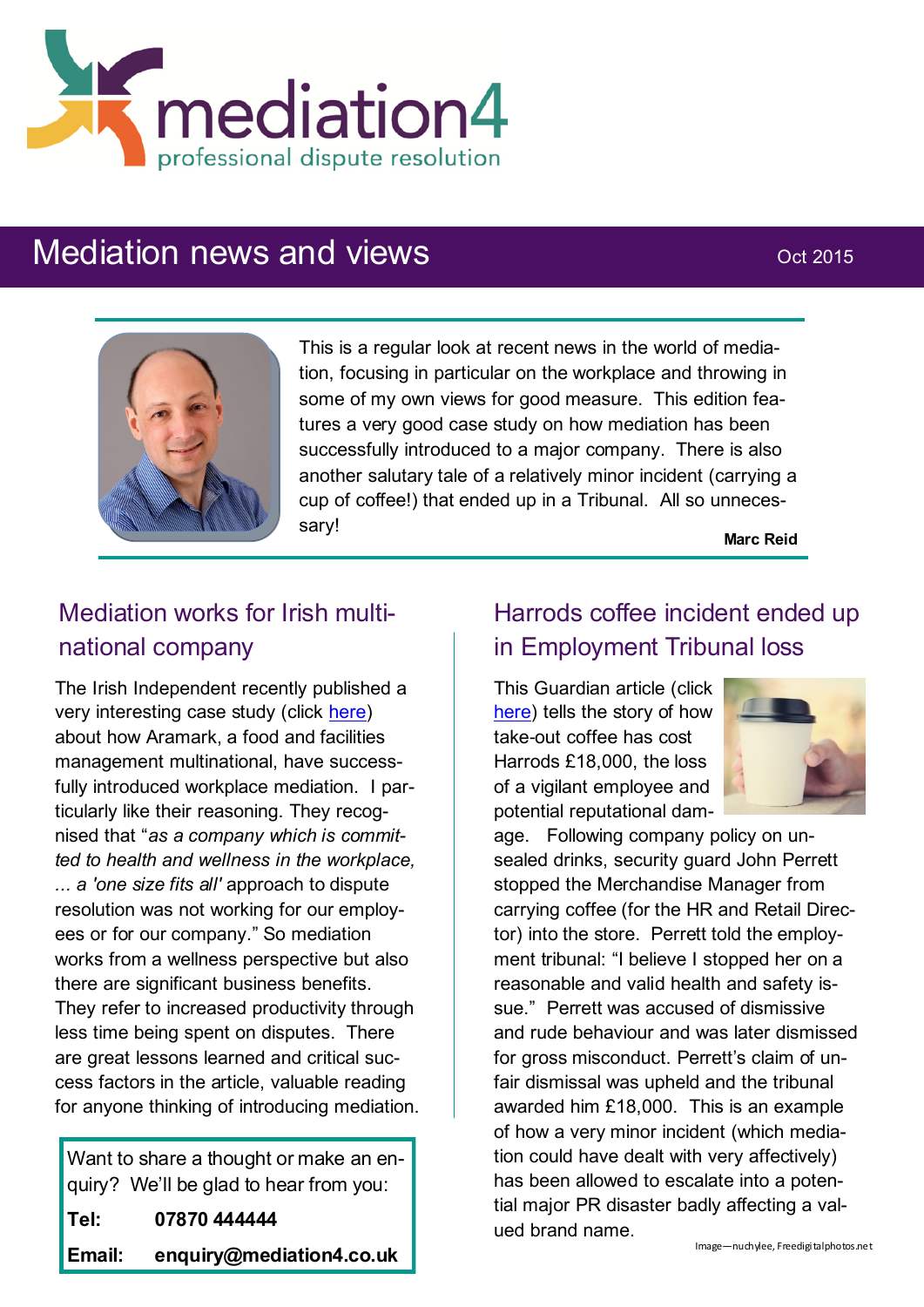mediation4

professional dispute resolution

# Mediation news and views

Oct 2015

This is a regular look at recent news in the world of mediation, focusing in particular on the workplace and throwing in some of my own views for good measure. This edition features a very good case study on how mediation has been successfully introduced to a major company. There is also another salutary tale of a relatively minor incident (carrying a cup of coffee!) that ended up in a Tribunal. All so unnecessary!

**Marc Reid**

## Mediation works for Irish multinational company

The Irish Independent recently published a very interesting case study (click here) about how Aramark, a food and facilities management multinational, have successfully introduced workplace mediation. I particularly like their reasoning. They recognised that "*as a company which is committed to health and wellness in the workplace, ... a 'one size fits all'* approach to dispute resolution was not working for our employees or for our company." So mediation works from a wellness perspective but also there are significant business benefits. They refer to increased productivity through less time being spent on disputes. There are great lessons learned and critical success factors in the article, valuable reading for anyone thinking of introducing mediation.

Want to share a thought or make an enquiry? We'll be glad to hear from you:

**Tel:** **07870 444444**

**Email:** **enquiry@mediation4.co.uk**

## Harrods coffee incident ended up in Employment Tribunal loss

This Guardian article (click here) tells the story of how take-out coffee has cost Harrods £18,000, the loss of a vigilant employee and potential reputational damage. Following company policy on unsealed drinks, security guard John Perrett stopped the Merchandise Manager from carrying coffee (for the HR and Retail Director) into the store. Perrett told the employment tribunal: "I believe I stopped her on a reasonable and valid health and safety issue." Perrett was accused of dismissive and rude behaviour and was later dismissed for gross misconduct. Perrett's claim of unfair dismissal was upheld and the tribunal awarded him £18,000. This is an example of how a very minor incident (which mediation could have dealt with very affectively) has been allowed to escalate into a potential major PR disaster badly affecting a valued brand name.

Image—nuchylee, Freedigitalphotos.net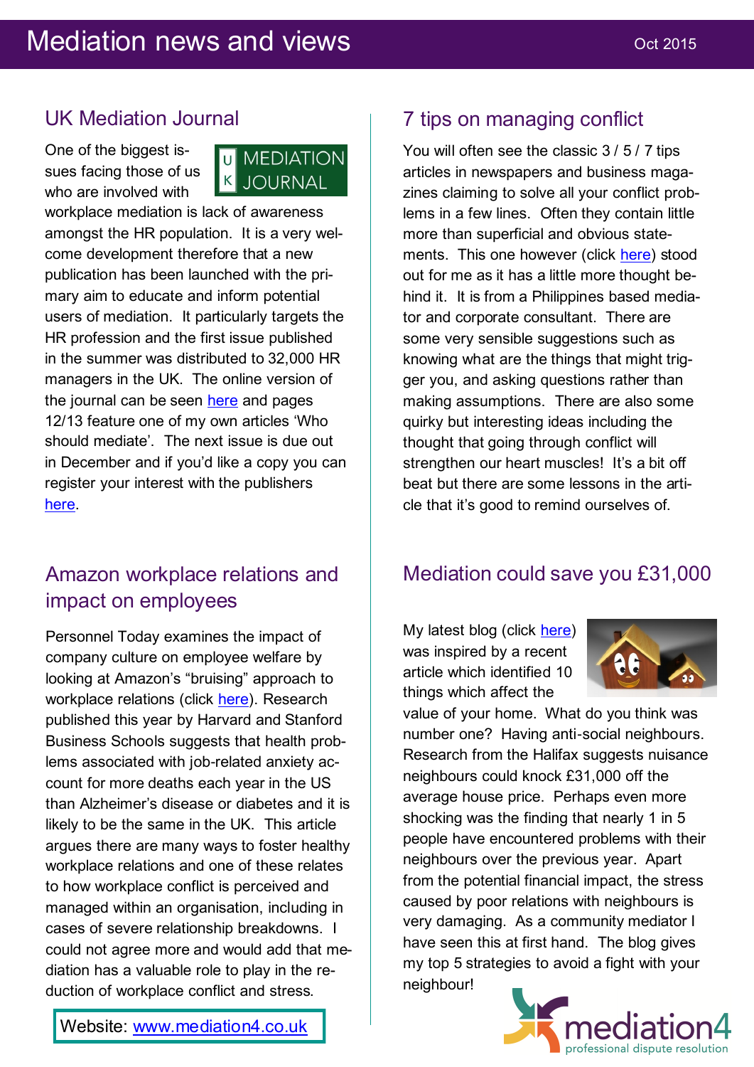# Mediation news and views

Oct 2015

## UK Mediation Journal

One of the biggest issues facing those of us who are involved with workplace mediation is lack of awareness amongst the HR population. It is a very welcome development therefore that a new publication has been launched with the primary aim to educate and inform potential users of mediation. It particularly targets the HR profession and the first issue published in the summer was distributed to 32,000 HR managers in the UK. The online version of the journal can be seen here and pages 12/13 feature one of my own articles 'Who should mediate'. The next issue is due out in December and if you'd like a copy you can register your interest with the publishers here.

## Amazon workplace relations and impact on employees

Personnel Today examines the impact of company culture on employee welfare by looking at Amazon's "bruising" approach to workplace relations (click here). Research published this year by Harvard and Stanford Business Schools suggests that health problems associated with job-related anxiety account for more deaths each year in the US than Alzheimer's disease or diabetes and it is likely to be the same in the UK. This article argues there are many ways to foster healthy workplace relations and one of these relates to how workplace conflict is perceived and managed within an organisation, including in cases of severe relationship breakdowns. I could not agree more and would add that mediation has a valuable role to play in the reduction of workplace conflict and stress.

Website: www.mediation4.co.uk

## 7 tips on managing conflict

You will often see the classic 3 / 5 / 7 tips articles in newspapers and business magazines claiming to solve all your conflict problems in a few lines. Often they contain little more than superficial and obvious statements. This one however (click here) stood out for me as it has a little more thought behind it. It is from a Philippines based mediator and corporate consultant. There are some very sensible suggestions such as knowing what are the things that might trigger you, and asking questions rather than making assumptions. There are also some quirky but interesting ideas including the thought that going through conflict will strengthen our heart muscles! It's a bit off beat but there are some lessons in the article that it's good to remind ourselves of.

## Mediation could save you £31,000

My latest blog (click here) was inspired by a recent article which identified 10 things which affect the value of your home. What do you think was number one? Having anti-social neighbours. Research from the Halifax suggests nuisance neighbours could knock £31,000 off the average house price. Perhaps even more shocking was the finding that nearly 1 in 5 people have encountered problems with their neighbours over the previous year. Apart from the potential financial impact, the stress caused by poor relations with neighbours is very damaging. As a community mediator I have seen this at first hand. The blog gives my top 5 strategies to avoid a fight with your neighbour!

mediation4 professional dispute resolution